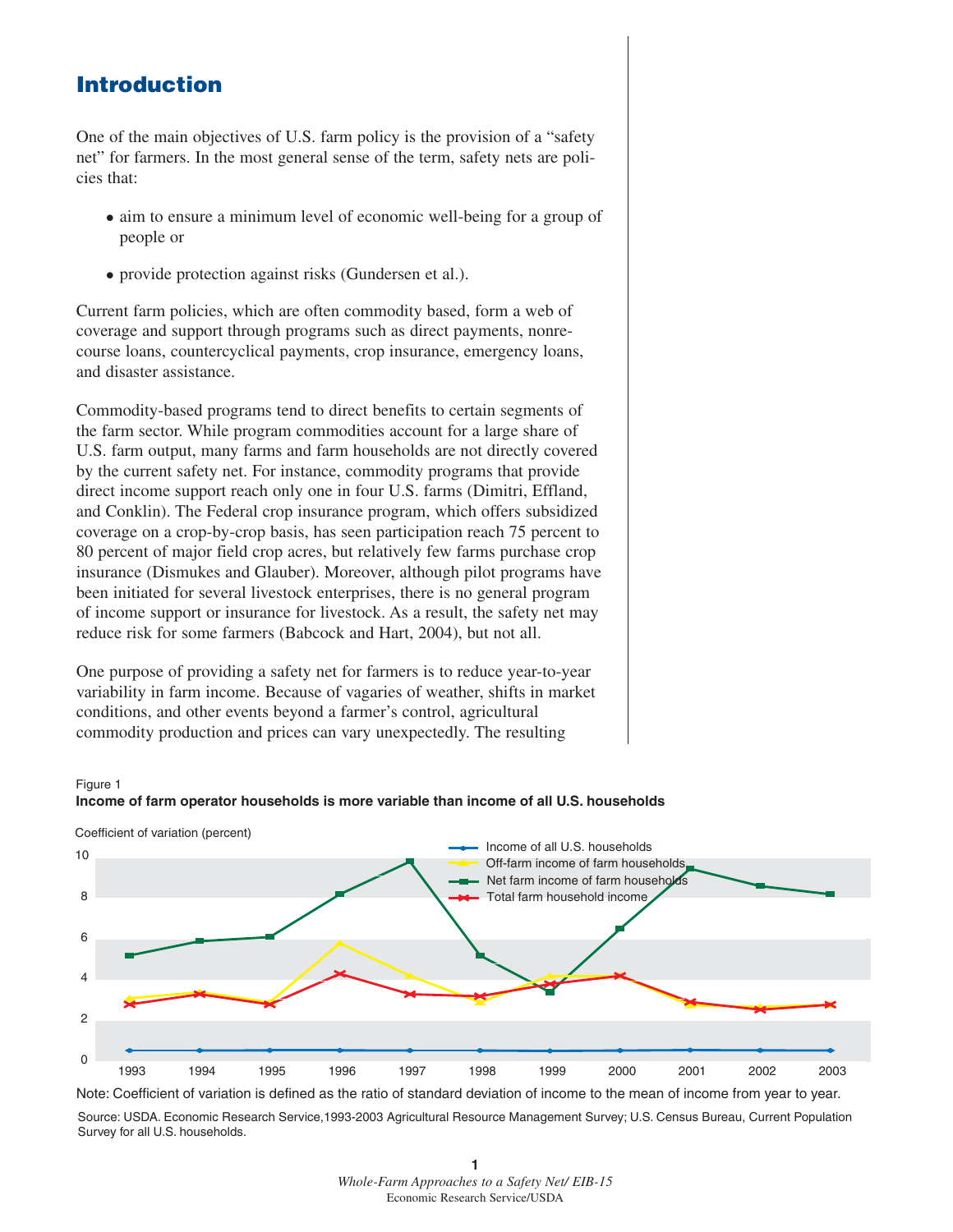# Introduction

One of the main objectives of U.S. farm policy is the provision of a "safety net" for farmers. In the most general sense of the term, safety nets are policies that:

- aim to ensure a minimum level of economic well-being for a group of people or
- provide protection against risks (Gundersen et al.).

Current farm policies, which are often commodity based, form a web of coverage and support through programs such as direct payments, nonrecourse loans, countercyclical payments, crop insurance, emergency loans, and disaster assistance.

Commodity-based programs tend to direct benefits to certain segments of the farm sector. While program commodities account for a large share of U.S. farm output, many farms and farm households are not directly covered by the current safety net. For instance, commodity programs that provide direct income support reach only one in four U.S. farms (Dimitri, Effland, and Conklin). The Federal crop insurance program, which offers subsidized coverage on a crop-by-crop basis, has seen participation reach 75 percent to 80 percent of major field crop acres, but relatively few farms purchase crop insurance (Dismukes and Glauber). Moreover, although pilot programs have been initiated for several livestock enterprises, there is no general program of income support or insurance for livestock. As a result, the safety net may reduce risk for some farmers (Babcock and Hart, 2004), but not all.

One purpose of providing a safety net for farmers is to reduce year-to-year variability in farm income. Because of vagaries of weather, shifts in market conditions, and other events beyond a farmer's control, agricultural commodity production and prices can vary unexpectedly. The resulting

Figure 1

**Income of farm operator households is more variable than income of all U.S. households**

Coefficient of variation (percent)

Legend: Income of all U.S. households; Off-farm income of farm households; Net farm income of farm households; Total farm household income

Years: 1993, 1994, 1995, 1996, 1997, 1998, 1999, 2000, 2001, 2002, 2003

Note: Coefficient of variation is defined as the ratio of standard deviation of income to the mean of income from year to year.

Source: USDA. Economic Research Service,1993-2003 Agricultural Resource Management Survey; U.S. Census Bureau, Current Population Survey for all U.S. households.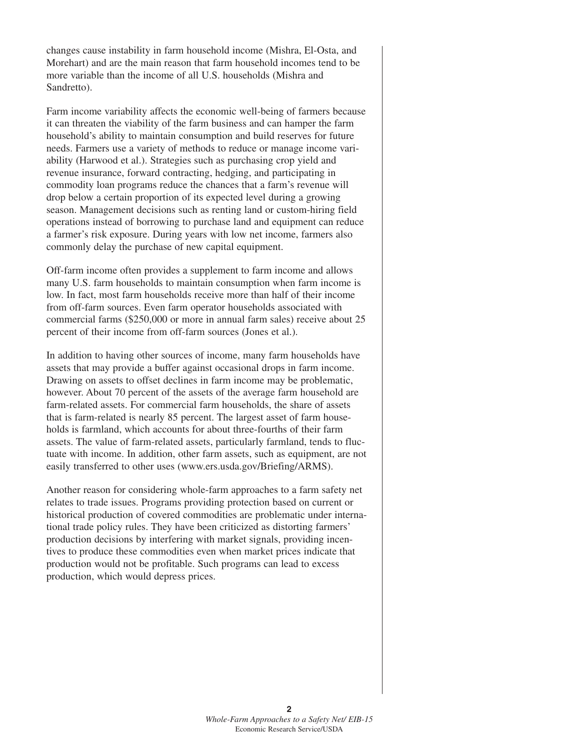changes cause instability in farm household income (Mishra, El-Osta, and Morehart) and are the main reason that farm household incomes tend to be more variable than the income of all U.S. households (Mishra and Sandretto).

Farm income variability affects the economic well-being of farmers because it can threaten the viability of the farm business and can hamper the farm household's ability to maintain consumption and build reserves for future needs. Farmers use a variety of methods to reduce or manage income variability (Harwood et al.). Strategies such as purchasing crop yield and revenue insurance, forward contracting, hedging, and participating in commodity loan programs reduce the chances that a farm's revenue will drop below a certain proportion of its expected level during a growing season. Management decisions such as renting land or custom-hiring field operations instead of borrowing to purchase land and equipment can reduce a farmer's risk exposure. During years with low net income, farmers also commonly delay the purchase of new capital equipment.

Off-farm income often provides a supplement to farm income and allows many U.S. farm households to maintain consumption when farm income is low. In fact, most farm households receive more than half of their income from off-farm sources. Even farm operator households associated with commercial farms ($250,000 or more in annual farm sales) receive about 25 percent of their income from off-farm sources (Jones et al.).

In addition to having other sources of income, many farm households have assets that may provide a buffer against occasional drops in farm income. Drawing on assets to offset declines in farm income may be problematic, however. About 70 percent of the assets of the average farm household are farm-related assets. For commercial farm households, the share of assets that is farm-related is nearly 85 percent. The largest asset of farm households is farmland, which accounts for about three-fourths of their farm assets. The value of farm-related assets, particularly farmland, tends to fluctuate with income. In addition, other farm assets, such as equipment, are not easily transferred to other uses (www.ers.usda.gov/Briefing/ARMS).

Another reason for considering whole-farm approaches to a farm safety net relates to trade issues. Programs providing protection based on current or historical production of covered commodities are problematic under international trade policy rules. They have been criticized as distorting farmers' production decisions by interfering with market signals, providing incentives to produce these commodities even when market prices indicate that production would not be profitable. Such programs can lead to excess production, which would depress prices.